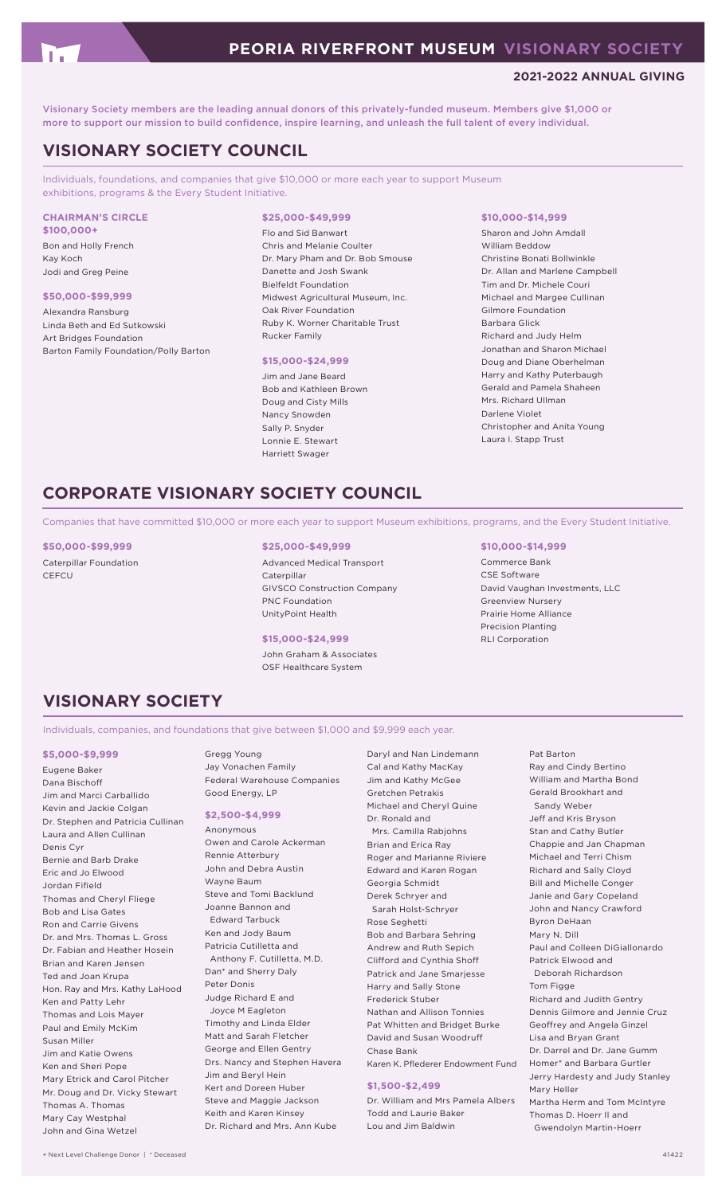# PEORIA RIVERFRONT MUSEUM VISIONARY SOCIETY

**2021-2022 ANNUAL GIVING**

Visionary Society members are the leading annual donors of this privately-funded museum. Members give $1,000 or more to support our mission to build confidence, inspire learning, and unleash the full talent of every individual.

## VISIONARY SOCIETY COUNCIL

Individuals, foundations, and companies that give $10,000 or more each year to support Museum exhibitions, programs & the Every Student Initiative.

### CHAIRMAN'S CIRCLE $100,000+

Bon and Holly French
Kay Koch
Jodi and Greg Peine

### $50,000-$99,999

Alexandra Ransburg
Linda Beth and Ed Sutkowski
Art Bridges Foundation
Barton Family Foundation/Polly Barton

### $25,000-$49,999

Flo and Sid Banwart
Chris and Melanie Coulter
Dr. Mary Pham and Dr. Bob Smouse
Danette and Josh Swank
Bielfeldt Foundation
Midwest Agricultural Museum, Inc.
Oak River Foundation
Ruby K. Worner Charitable Trust
Rucker Family

### $15,000-$24,999

Jim and Jane Beard
Bob and Kathleen Brown
Doug and Cisty Mills
Nancy Snowden
Sally P. Snyder
Lonnie E. Stewart
Harriett Swager

### $10,000-$14,999

Sharon and John Amdall
William Beddow
Christine Bonati Bollwinkle
Dr. Allan and Marlene Campbell
Tim and Dr. Michele Couri
Michael and Margee Cullinan
Gilmore Foundation
Barbara Glick
Richard and Judy Helm
Jonathan and Sharon Michael
Doug and Diane Oberhelman
Harry and Kathy Puterbaugh
Gerald and Pamela Shaheen
Mrs. Richard Ullman
Darlene Violet
Christopher and Anita Young
Laura I. Stapp Trust

## CORPORATE VISIONARY SOCIETY COUNCIL

Companies that have committed $10,000 or more each year to support Museum exhibitions, programs, and the Every Student Initiative.

### $50,000-$99,999

Caterpillar Foundation
CEFCU

### $25,000-$49,999

Advanced Medical Transport
Caterpillar
GIVSCO Construction Company
PNC Foundation
UnityPoint Health

### $15,000-$24,999

John Graham & Associates
OSF Healthcare System

### $10,000-$14,999

Commerce Bank
CSE Software
David Vaughan Investments, LLC
Greenview Nursery
Prairie Home Alliance
Precision Planting
RLI Corporation

## VISIONARY SOCIETY

Individuals, companies, and foundations that give between $1,000 and $9,999 each year.

### $5,000-$9,999

Eugene Baker
Dana Bischoff
Jim and Marci Carballido
Kevin and Jackie Colgan
Dr. Stephen and Patricia Cullinan
Laura and Allen Cullinan
Denis Cyr
Bernie and Barb Drake
Eric and Jo Elwood
Jordan Fifield
Thomas and Cheryl Fliege
Bob and Lisa Gates
Ron and Carrie Givens
Dr. and Mrs. Thomas L. Gross
Dr. Fabian and Heather Hosein
Brian and Karen Jensen
Ted and Joan Krupa
Hon. Ray and Mrs. Kathy LaHood
Ken and Patty Lehr
Thomas and Lois Mayer
Paul and Emily McKim
Susan Miller
Jim and Katie Owens
Ken and Sheri Pope
Mary Etrick and Carol Pitcher
Mr. Doug and Dr. Vicky Stewart
Thomas A. Thomas
Mary Cay Westphal
John and Gina Wetzel
Gregg Young
Jay Vonachen Family
Federal Warehouse Companies
Good Energy, LP

### $2,500-$4,999

Anonymous
Owen and Carole Ackerman
Rennie Atterbury
John and Debra Austin
Wayne Baum
Steve and Tomi Backlund
Joanne Bannon and Edward Tarbuck
Ken and Jody Baum
Patricia Cutilletta and Anthony F. Cutilletta, M.D.
Dan* and Sherry Daly
Peter Donis
Judge Richard E and Joyce M Eagleton
Timothy and Linda Elder
Matt and Sarah Fletcher
George and Ellen Gentry
Drs. Nancy and Stephen Havera
Jim and Beryl Hein
Kert and Doreen Huber
Steve and Maggie Jackson
Keith and Karen Kinsey
Dr. Richard and Mrs. Ann Kube
Daryl and Nan Lindemann
Cal and Kathy MacKay
Jim and Kathy McGee
Gretchen Petrakis
Michael and Cheryl Quine
Dr. Ronald and Mrs. Camilla Rabjohns
Brian and Erica Ray
Roger and Marianne Riviere
Edward and Karen Rogan
Georgia Schmidt
Derek Schryer and Sarah Holst-Schryer
Rose Seghetti
Bob and Barbara Sehring
Andrew and Ruth Sepich
Clifford and Cynthia Shoff
Patrick and Jane Smarjesse
Harry and Sally Stone
Frederick Stuber
Nathan and Allison Tonnies
Pat Whitten and Bridget Burke
David and Susan Woodruff
Chase Bank
Karen K. Pflederer Endowment Fund

### $1,500-$2,499

Dr. William and Mrs Pamela Albers
Todd and Laurie Baker
Lou and Jim Baldwin
Pat Barton
Ray and Cindy Bertino
William and Martha Bond
Gerald Brookhart and Sandy Weber
Jeff and Kris Bryson
Stan and Cathy Butler
Chappie and Jan Chapman
Michael and Terri Chism
Richard and Sally Cloyd
Bill and Michelle Conger
Janie and Gary Copeland
John and Nancy Crawford
Byron DeHaan
Mary N. Dill
Paul and Colleen DiGiallonardo
Patrick Elwood and Deborah Richardson
Tom Figge
Richard and Judith Gentry
Dennis Gilmore and Jennie Cruz
Geoffrey and Angela Ginzel
Lisa and Bryan Grant
Dr. Darrel and Dr. Jane Gumm
Homer* and Barbara Gurtler
Jerry Hardesty and Judy Stanley
Mary Heller
Martha Herm and Tom McIntyre
Thomas D. Hoerr II and Gwendolyn Martin-Hoerr

+ Next Level Challenge Donor | * Deceased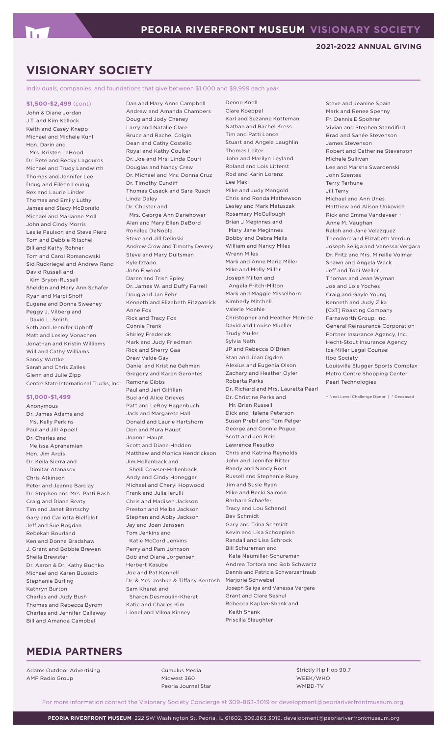## PEORIA RIVERFRONT MUSEUM VISIONARY SOCIETY

**2021-2022 ANNUAL GIVING**

# VISIONARY SOCIETY

Individuals, companies, and foundations that give between $1,000 and $9,999 each year.

**$1,500-$2,499** (cont)

John & Diane Jordan
J.T. and Kim Kellock
Keith and Casey Knepp
Michael and Michele Kuhl
Hon. Darin and Mrs. Kristen LaHood
Dr. Pete and Becky Lagouros
Michael and Trudy Landwirth
Thomas and Jennifer Lee
Doug and Eileen Leunig
Rex and Laurie Linder
Thomas and Emily Luthy
James and Stacy McDonald
Michael and Marianne Moll
John and Cindy Morris
Leslie Paulson and Steve Pierz
Tom and Debbie Ritschel
Bill and Kathy Rohner
Tom and Carol Romanowski
Sid Ruckriegel and Andrew Rand
David Russell and Kim Bryon-Russell
Sheldon and Mary Ann Schafer
Ryan and Marci Shoff
Eugene and Donna Sweeney
Peggy J. Vilberg and David L. Smith
Seth and Jennifer Uphoff
Matt and Lesley Vonachen
Jonathan and Kristin Williams
Will and Cathy Williams
Sandy Wuttke
Sarah and Chris Zallek
Glenn and Julie Zipp
Centre State International Trucks, Inc.

**$1,000-$1,499**

Anonymous
Dr. James Adams and Ms. Kelly Perkins
Paul and Jill Appell
Dr. Charles and Melissa Aprahamian
Hon. Jim Ardis
Dr. Keila Sierra and Dimitar Atanasov
Chris Atkinson
Peter and Jeanne Barclay
Dr. Stephen and Mrs. Patti Bash
Craig and Diana Beaty
Tim and Janet Bertschy
Gary and Carlotta Bielfeldt
Jeff and Sue Bogdan
Rebekah Bourland
Ken and Donna Bradshaw
J. Grant and Bobbie Brewen
Sheila Brewster
Dr. Aaron & Dr. Kathy Buchko
Michael and Karen Buoscio
Stephanie Burling
Kathryn Burton
Charles and Judy Bush
Thomas and Rebecca Byrom
Charles and Jennifer Callaway
Bill and Amanda Campbell
Dan and Mary Anne Campbell
Andrew and Amanda Chambers
Doug and Jody Cheney
Larry and Natalie Clare
Bruce and Rachel Colgin
Dean and Cathy Costello
Royal and Kathy Coulter
Dr. Joe and Mrs. Linda Couri
Douglas and Nancy Crew
Dr. Michael and Mrs. Donna Cruz
Dr. Timothy Cundiff
Thomas Cusack and Sara Rusch
Linda Daley
Dr. Chester and Mrs. George Ann Danehower
Alan and Mary Ellen DeBord
Ronalee DeNoble
Steve and Jill Delinski
Andrew Crow and Timothy Devery
Steve and Mary Duitsman
Kyle Dzapo
John Elwood
Daren and Trish Epley
Dr. James W. and Duffy Farrell
Doug and Jan Fehr
Kenneth and Elizabeth Fitzpatrick
Anne Fox
Rick and Tracy Fox
Connie Frank
Shirley Frederick
Mark and Judy Friedman
Rick and Sherry Gaa
Drew Velde Gay
Daniel and Kristine Gehman
Gregory and Karen Gerontes
Ramona Gibbs
Paul and Jeri Gilfillan
Bud and Alice Grieves
Pat* and LeRoy Hagenbuch
Jack and Margarete Hall
Donald and Laurie Hartshorn
Don and Mura Haupt
Joanne Haupt
Scott and Diane Hedden
Matthew and Monica Hendrickson
Jim Hollenback and Shelli Cowser-Hollenback
Andy and Cindy Honegger
Michael and Cheryl Hopwood
Frank and Julie Ierulli
Chris and Madisen Jackson
Preston and Melba Jackson
Stephen and Abby Jackson
Jay and Joan Janssen
Tom Jenkins and Katie McCord Jenkins
Perry and Pam Johnson
Bob and Diane Jorgensen
Herbert Kasube
Joe and Pat Kennell
Dr. & Mrs. Joshua & Tiffany Kentosh
Sam Kherat and Sharon Desmoulin-Kherat
Katie and Charles Kim
Lionel and Vilma Kinney
Denne Knell
Clare Koeppel
Karl and Suzanne Kotteman
Nathan and Rachel Kress
Tim and Patti Lance
Stuart and Angela Laughlin
Thomas Leiter
John and Marilyn Leyland
Roland and Lois Litterst
Rod and Karin Lorenz
Lee Maki
Mike and Judy Mangold
Chris and Ronda Mathewson
Lesley and Mark Matuszak
Rosemary McCullough
Brian J Meginnes and Mary Jane Meginnes
Bobby and Debra Meils
William and Nancy Miles
Wrenn Miles
Mark and Anne Marie Miller
Mike and Molly Miller
Joseph Milton and Angela Fritch-Milton
Mark and Maggie Misselhorn
Kimberly Mitchell
Valerie Moehle
Christopher and Heather Monroe
David and Louise Mueller
Trudy Muller
Sylvia Nath
JP and Rebecca O'Brien
Stan and Jean Ogden
Alexius and Eugenia Olson
Zachary and Heather Oyler
Roberta Parks
Dr. Richard and Mrs. Lauretta Pearl
Dr. Christine Perks and Mr. Brian Russell
Dick and Helene Peterson
Susan Prebil and Tom Pelger
George and Connie Pogue
Scott and Jen Reid
Lawrence Resutko
Chris and Katrina Reynolds
John and Jennifer Ritter
Randy and Nancy Root
Russell and Stephanie Ruey
Jim and Susie Ryan
Mike and Becki Salmon
Barbara Schaefer
Tracy and Lou Schendl
Bev Schmidt
Gary and Trina Schmidt
Kevin and Lisa Schoeplein
Randall and Lisa Schrock
Bill Schureman and Kate Neumiller-Schureman
Andrea Tortora and Bob Schwartz
Dennis and Patricia Schwarzentraub
Marjorie Schwebel
Joseph Seliga and Vanessa Vergara
Grant and Clare Seshul
Rebecca Kaplan-Shank and Keith Shank
Priscilla Slaughter
Steve and Jeanine Spain
Mark and Renee Spenny
Fr. Dennis E Spohrer
Vivian and Stephen Standifird
Brad and Sanée Stevenson
James Stevenson
Robert and Catherine Stevenson
Michele Sullivan
Lee and Marsha Swardenski
John Szentes
Terry Terhune
Jill Terry
Michael and Ann Unes
Matthew and Alison Unkovich
Rick and Emma Vandeveer +
Anne M. Vaughan
Ralph and Jane Velazquez
Theodore and Elizabeth Verdun
Joseph Seliga and Vanessa Vergara
Dr. Fritz and Mrs. Mireille Volmar
Shawn and Angela Weck
Jeff and Toni Weller
Thomas and Jean Wyman
Joe and Lois Yoches
Craig and Gayle Young
Kenneth and Judy Zika
[CxT] Roasting Company
Farnsworth Group, Inc.
General Reinsurance Corporation
Fortner Insurance Agency, Inc.
Hecht-Stout Insurance Agency
Ice Miller Legal Counsel
Itoo Society
Louisville Slugger Sports Complex
Metro Centre Shopping Center
Pearl Technologies

+ Next Level Challenge Donor | * Deceased

# MEDIA PARTNERS

Adams Outdoor Advertising
AMP Radio Group
Cumulus Media
Midwest 360
Peoria Journal Star
Strictly Hip Hop 90.7
WEEK/WHOI
WMBD-TV

For more information contact the Visionary Society Concierge at 309-863-3019 or development@peoriariverfrontmuseum.org.

**PEORIA RIVERFRONT MUSEUM** 222 SW Washington St. Peoria, IL 61602, 309.863.3019, development@peoriariverfrontmuseum.org